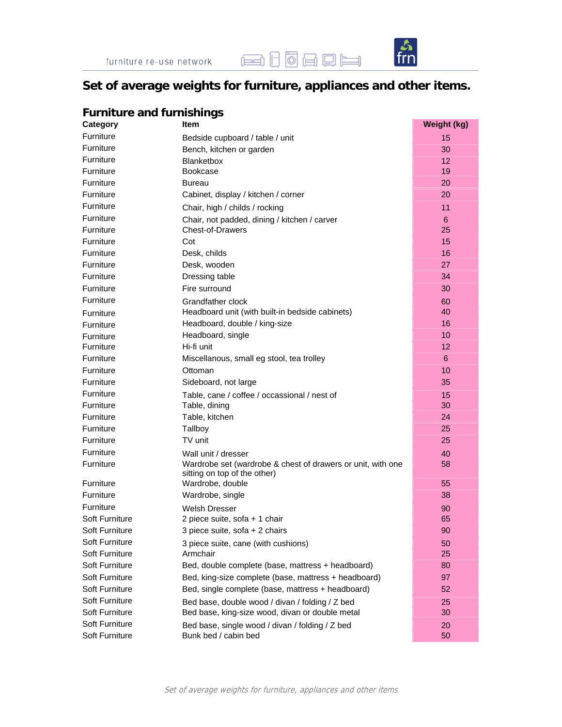# Set of average weights for furniture, appliances and other items.

## Furniture and furnishings

| Category | Item | Weight (kg) |
|---|---|---|
| Furniture | Bedside cupboard / table / unit | 15 |
| Furniture | Bench, kitchen or garden | 30 |
| Furniture | Blanketbox | 12 |
| Furniture | Bookcase | 19 |
| Furniture | Bureau | 20 |
| Furniture | Cabinet, display / kitchen / corner | 20 |
| Furniture | Chair, high / childs / rocking | 11 |
| Furniture | Chair, not padded, dining / kitchen / carver | 6 |
| Furniture | Chest-of-Drawers | 25 |
| Furniture | Cot | 15 |
| Furniture | Desk, childs | 16 |
| Furniture | Desk, wooden | 27 |
| Furniture | Dressing table | 34 |
| Furniture | Fire surround | 30 |
| Furniture | Grandfather clock | 60 |
| Furniture | Headboard unit (with built-in bedside cabinets) | 40 |
| Furniture | Headboard, double / king-size | 16 |
| Furniture | Headboard, single | 10 |
| Furniture | Hi-fi unit | 12 |
| Furniture | Miscellanous, small eg stool, tea trolley | 6 |
| Furniture | Ottoman | 10 |
| Furniture | Sideboard, not large | 35 |
| Furniture | Table, cane / coffee / occassional / nest of | 15 |
| Furniture | Table, dining | 30 |
| Furniture | Table, kitchen | 24 |
| Furniture | Tallboy | 25 |
| Furniture | TV unit | 25 |
| Furniture | Wall unit / dresser | 40 |
| Furniture | Wardrobe set (wardrobe & chest of drawers or unit, with one sitting on top of the other) | 58 |
| Furniture | Wardrobe, double | 55 |
| Furniture | Wardrobe, single | 38 |
| Furniture | Welsh Dresser | 90 |
| Soft Furniture | 2 piece suite, sofa + 1 chair | 65 |
| Soft Furniture | 3 piece suite, sofa + 2 chairs | 90 |
| Soft Furniture | 3 piece suite, cane (with cushions) | 50 |
| Soft Furniture | Armchair | 25 |
| Soft Furniture | Bed, double complete (base, mattress + headboard) | 80 |
| Soft Furniture | Bed, king-size complete (base, mattress + headboard) | 97 |
| Soft Furniture | Bed, single complete (base, mattress + headboard) | 52 |
| Soft Furniture | Bed base, double wood / divan / folding / Z bed | 25 |
| Soft Furniture | Bed base, king-size wood, divan or double metal | 30 |
| Soft Furniture | Bed base, single wood / divan / folding / Z bed | 20 |
| Soft Furniture | Bunk bed / cabin bed | 50 |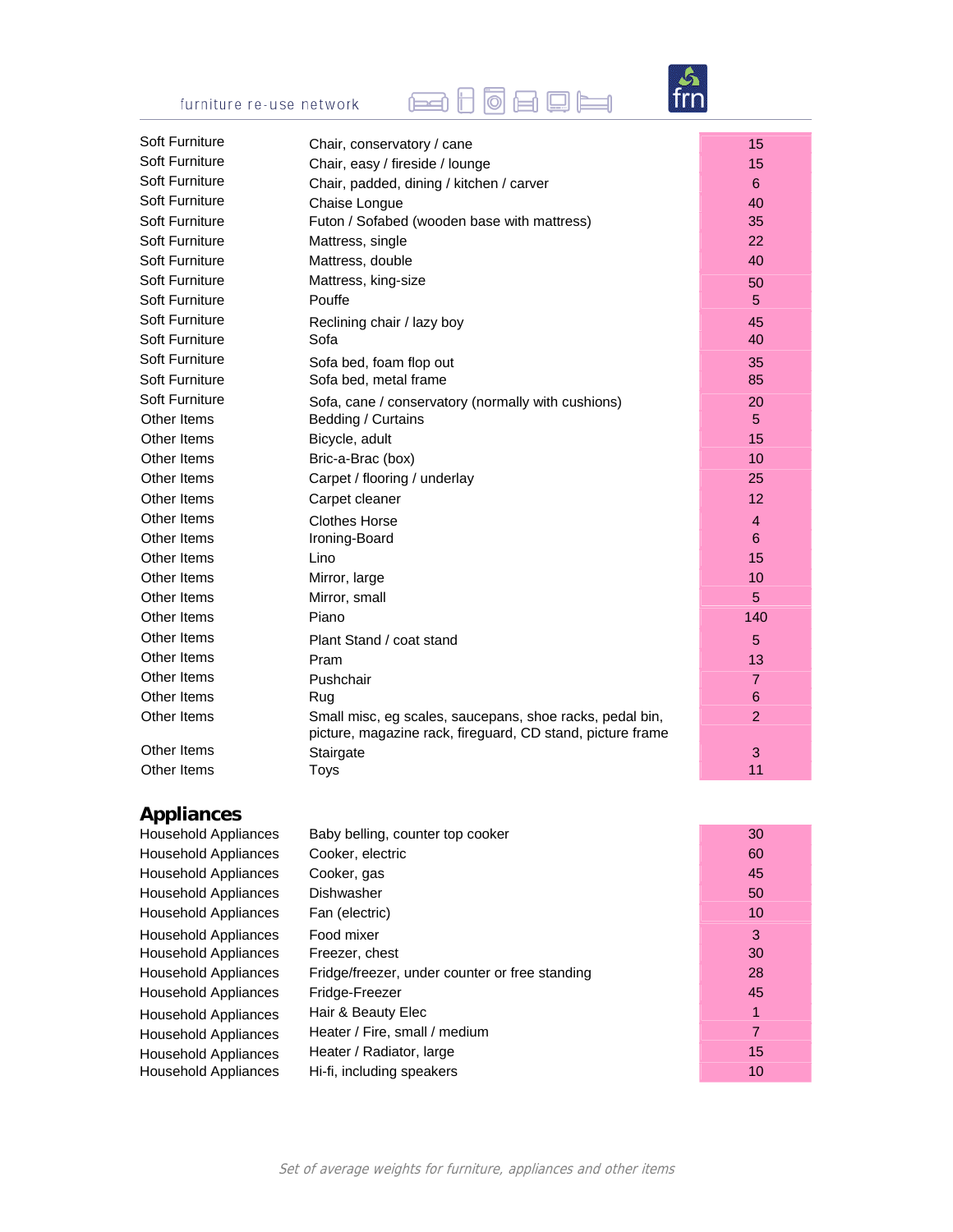| | | |
|---|---|---|
| Soft Furniture | Chair, conservatory / cane | 15 |
| Soft Furniture | Chair, easy / fireside / lounge | 15 |
| Soft Furniture | Chair, padded, dining / kitchen / carver | 6 |
| Soft Furniture | Chaise Longue | 40 |
| Soft Furniture | Futon / Sofabed (wooden base with mattress) | 35 |
| Soft Furniture | Mattress, single | 22 |
| Soft Furniture | Mattress, double | 40 |
| Soft Furniture | Mattress, king-size | 50 |
| Soft Furniture | Pouffe | 5 |
| Soft Furniture | Reclining chair / lazy boy | 45 |
| Soft Furniture | Sofa | 40 |
| Soft Furniture | Sofa bed, foam flop out | 35 |
| Soft Furniture | Sofa bed, metal frame | 85 |
| Soft Furniture | Sofa, cane / conservatory (normally with cushions) | 20 |
| Other Items | Bedding / Curtains | 5 |
| Other Items | Bicycle, adult | 15 |
| Other Items | Bric-a-Brac (box) | 10 |
| Other Items | Carpet / flooring / underlay | 25 |
| Other Items | Carpet cleaner | 12 |
| Other Items | Clothes Horse | 4 |
| Other Items | Ironing-Board | 6 |
| Other Items | Lino | 15 |
| Other Items | Mirror, large | 10 |
| Other Items | Mirror, small | 5 |
| Other Items | Piano | 140 |
| Other Items | Plant Stand / coat stand | 5 |
| Other Items | Pram | 13 |
| Other Items | Pushchair | 7 |
| Other Items | Rug | 6 |
| Other Items | Small misc, eg scales, saucepans, shoe racks, pedal bin, picture, magazine rack, fireguard, CD stand, picture frame | 2 |
| Other Items | Stairgate | 3 |
| Other Items | Toys | 11 |

## Appliances

| | | |
|---|---|---|
| Household Appliances | Baby belling, counter top cooker | 30 |
| Household Appliances | Cooker, electric | 60 |
| Household Appliances | Cooker, gas | 45 |
| Household Appliances | Dishwasher | 50 |
| Household Appliances | Fan (electric) | 10 |
| Household Appliances | Food mixer | 3 |
| Household Appliances | Freezer, chest | 30 |
| Household Appliances | Fridge/freezer, under counter or free standing | 28 |
| Household Appliances | Fridge-Freezer | 45 |
| Household Appliances | Hair & Beauty Elec | 1 |
| Household Appliances | Heater / Fire, small / medium | 7 |
| Household Appliances | Heater / Radiator, large | 15 |
| Household Appliances | Hi-fi, including speakers | 10 |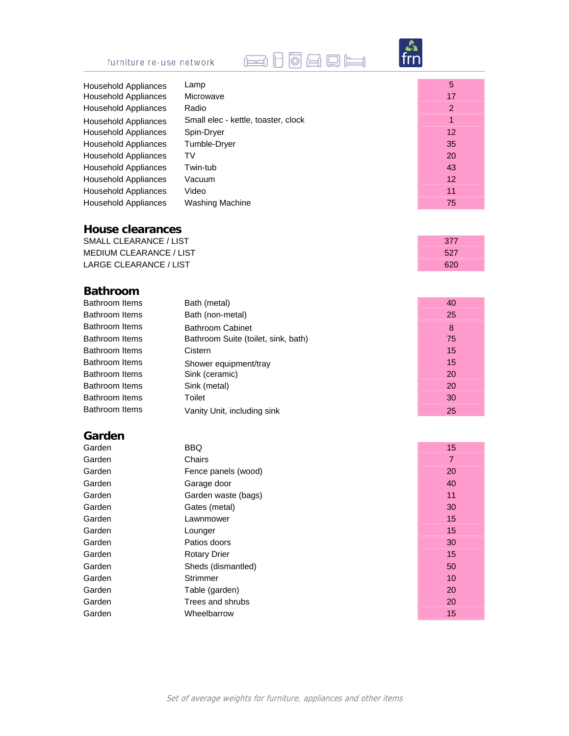| | | |
|---|---|---|
| Household Appliances | Lamp | 5 |
| Household Appliances | Microwave | 17 |
| Household Appliances | Radio | 2 |
| Household Appliances | Small elec - kettle, toaster, clock | 1 |
| Household Appliances | Spin-Dryer | 12 |
| Household Appliances | Tumble-Dryer | 35 |
| Household Appliances | TV | 20 |
| Household Appliances | Twin-tub | 43 |
| Household Appliances | Vacuum | 12 |
| Household Appliances | Video | 11 |
| Household Appliances | Washing Machine | 75 |

## House clearances

| | |
|---|---|
| SMALL CLEARANCE / LIST | 377 |
| MEDIUM CLEARANCE / LIST | 527 |
| LARGE CLEARANCE / LIST | 620 |

## Bathroom

| | | |
|---|---|---|
| Bathroom Items | Bath (metal) | 40 |
| Bathroom Items | Bath (non-metal) | 25 |
| Bathroom Items | Bathroom Cabinet | 8 |
| Bathroom Items | Bathroom Suite (toilet, sink, bath) | 75 |
| Bathroom Items | Cistern | 15 |
| Bathroom Items | Shower equipment/tray | 15 |
| Bathroom Items | Sink (ceramic) | 20 |
| Bathroom Items | Sink (metal) | 20 |
| Bathroom Items | Toilet | 30 |
| Bathroom Items | Vanity Unit, including sink | 25 |

## Garden

| | | |
|---|---|---|
| Garden | BBQ | 15 |
| Garden | Chairs | 7 |
| Garden | Fence panels (wood) | 20 |
| Garden | Garage door | 40 |
| Garden | Garden waste (bags) | 11 |
| Garden | Gates (metal) | 30 |
| Garden | Lawnmower | 15 |
| Garden | Lounger | 15 |
| Garden | Patios doors | 30 |
| Garden | Rotary Drier | 15 |
| Garden | Sheds (dismantled) | 50 |
| Garden | Strimmer | 10 |
| Garden | Table (garden) | 20 |
| Garden | Trees and shrubs | 20 |
| Garden | Wheelbarrow | 15 |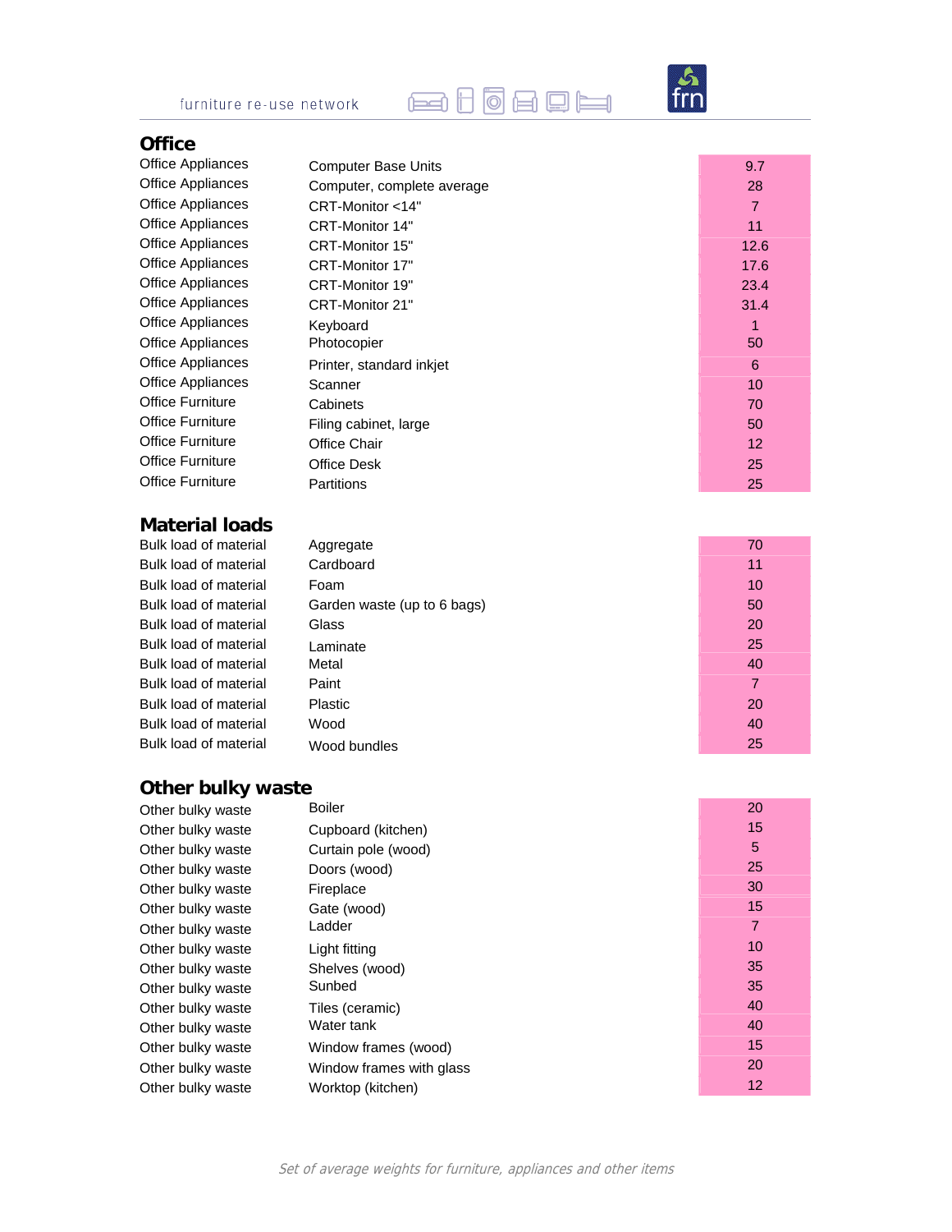## Office

| | | |
|---|---|---|
| Office Appliances | Computer Base Units | 9.7 |
| Office Appliances | Computer, complete average | 28 |
| Office Appliances | CRT-Monitor <14" | 7 |
| Office Appliances | CRT-Monitor 14" | 11 |
| Office Appliances | CRT-Monitor 15" | 12.6 |
| Office Appliances | CRT-Monitor 17" | 17.6 |
| Office Appliances | CRT-Monitor 19" | 23.4 |
| Office Appliances | CRT-Monitor 21" | 31.4 |
| Office Appliances | Keyboard | 1 |
| Office Appliances | Photocopier | 50 |
| Office Appliances | Printer, standard inkjet | 6 |
| Office Appliances | Scanner | 10 |
| Office Furniture | Cabinets | 70 |
| Office Furniture | Filing cabinet, large | 50 |
| Office Furniture | Office Chair | 12 |
| Office Furniture | Office Desk | 25 |
| Office Furniture | Partitions | 25 |

## Material loads

| | | |
|---|---|---|
| Bulk load of material | Aggregate | 70 |
| Bulk load of material | Cardboard | 11 |
| Bulk load of material | Foam | 10 |
| Bulk load of material | Garden waste (up to 6 bags) | 50 |
| Bulk load of material | Glass | 20 |
| Bulk load of material | Laminate | 25 |
| Bulk load of material | Metal | 40 |
| Bulk load of material | Paint | 7 |
| Bulk load of material | Plastic | 20 |
| Bulk load of material | Wood | 40 |
| Bulk load of material | Wood bundles | 25 |

## Other bulky waste

| | | |
|---|---|---|
| Other bulky waste | Boiler | 20 |
| Other bulky waste | Cupboard (kitchen) | 15 |
| Other bulky waste | Curtain pole (wood) | 5 |
| Other bulky waste | Doors (wood) | 25 |
| Other bulky waste | Fireplace | 30 |
| Other bulky waste | Gate (wood) | 15 |
| Other bulky waste | Ladder | 7 |
| Other bulky waste | Light fitting | 10 |
| Other bulky waste | Shelves (wood) | 35 |
| Other bulky waste | Sunbed | 35 |
| Other bulky waste | Tiles (ceramic) | 40 |
| Other bulky waste | Water tank | 40 |
| Other bulky waste | Window frames (wood) | 15 |
| Other bulky waste | Window frames with glass | 20 |
| Other bulky waste | Worktop (kitchen) | 12 |